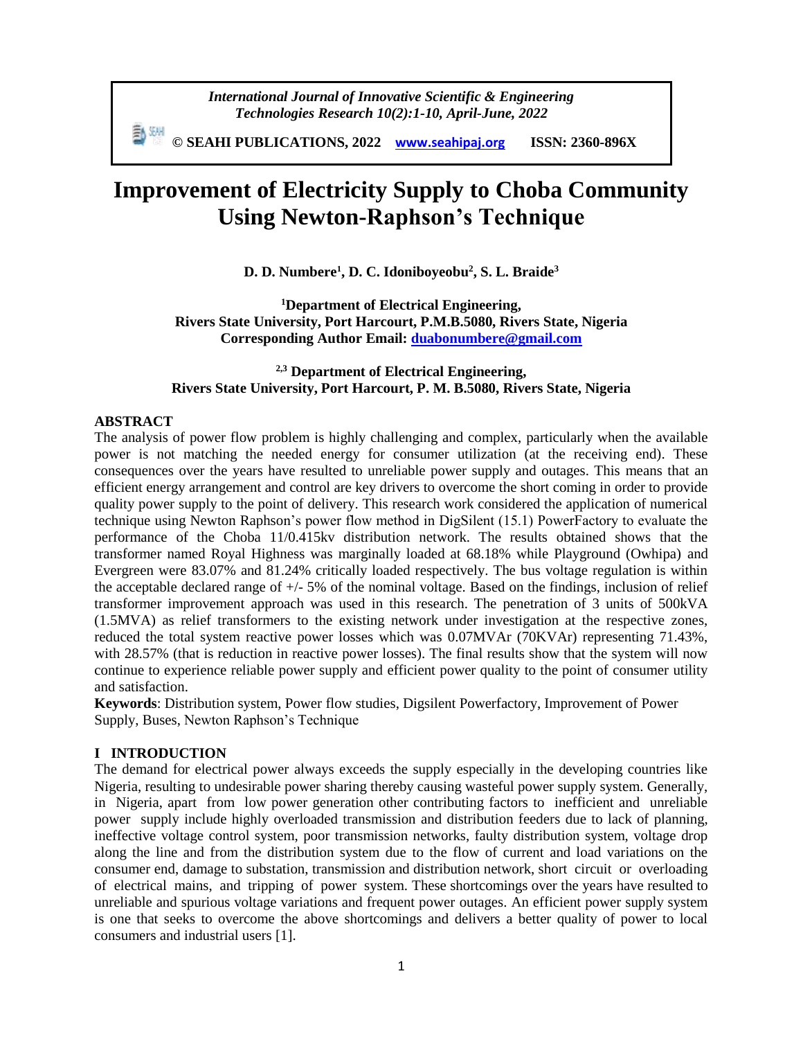# Improvement of Electricity Supply to Choba Community Using Newton-Raphson's Technique

**D. D. Numbere[1], D. C. Idoniboyeobu[2], S. L. Braide[3]**

**[1]Department of Electrical Engineering, Rivers State University, Port Harcourt, P.M.B.5080, Rivers State, Nigeria**
**Corresponding Author Email: duabonumbere@gmail.com**

**[2,3] Department of Electrical Engineering, Rivers State University, Port Harcourt, P. M. B.5080, Rivers State, Nigeria**

## ABSTRACT

The analysis of power flow problem is highly challenging and complex, particularly when the available power is not matching the needed energy for consumer utilization (at the receiving end). These consequences over the years have resulted to unreliable power supply and outages. This means that an efficient energy arrangement and control are key drivers to overcome the short coming in order to provide quality power supply to the point of delivery. This research work considered the application of numerical technique using Newton Raphson's power flow method in DigSilent (15.1) PowerFactory to evaluate the performance of the Choba 11/0.415kv distribution network. The results obtained shows that the transformer named Royal Highness was marginally loaded at 68.18% while Playground (Owhipa) and Evergreen were 83.07% and 81.24% critically loaded respectively. The bus voltage regulation is within the acceptable declared range of +/- 5% of the nominal voltage. Based on the findings, inclusion of relief transformer improvement approach was used in this research. The penetration of 3 units of 500kVA (1.5MVA) as relief transformers to the existing network under investigation at the respective zones, reduced the total system reactive power losses which was 0.07MVAr (70KVAr) representing 71.43%, with 28.57% (that is reduction in reactive power losses). The final results show that the system will now continue to experience reliable power supply and efficient power quality to the point of consumer utility and satisfaction.

**Keywords**: Distribution system, Power flow studies, Digsilent Powerfactory, Improvement of Power Supply, Buses, Newton Raphson's Technique

## I INTRODUCTION

The demand for electrical power always exceeds the supply especially in the developing countries like Nigeria, resulting to undesirable power sharing thereby causing wasteful power supply system. Generally, in Nigeria, apart from low power generation other contributing factors to inefficient and unreliable power supply include highly overloaded transmission and distribution feeders due to lack of planning, ineffective voltage control system, poor transmission networks, faulty distribution system, voltage drop along the line and from the distribution system due to the flow of current and load variations on the consumer end, damage to substation, transmission and distribution network, short circuit or overloading of electrical mains, and tripping of power system. These shortcomings over the years have resulted to unreliable and spurious voltage variations and frequent power outages. An efficient power supply system is one that seeks to overcome the above shortcomings and delivers a better quality of power to local consumers and industrial users [1].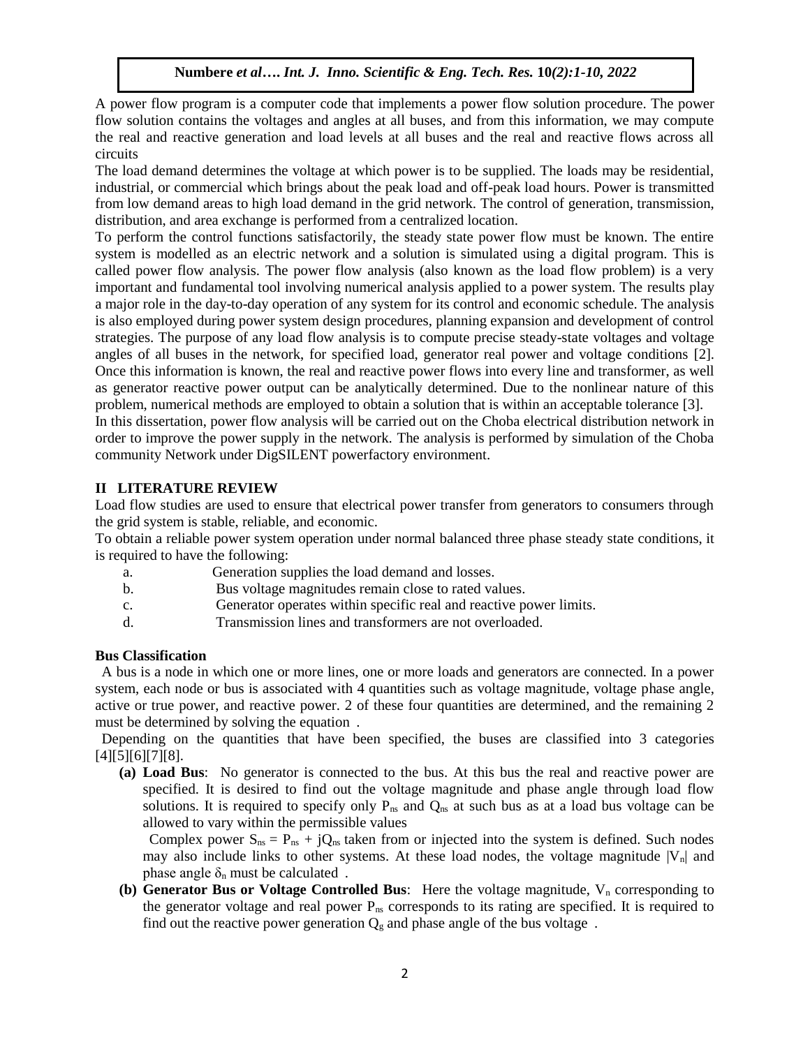A power flow program is a computer code that implements a power flow solution procedure. The power flow solution contains the voltages and angles at all buses, and from this information, we may compute the real and reactive generation and load levels at all buses and the real and reactive flows across all circuits

The load demand determines the voltage at which power is to be supplied. The loads may be residential, industrial, or commercial which brings about the peak load and off-peak load hours. Power is transmitted from low demand areas to high load demand in the grid network. The control of generation, transmission, distribution, and area exchange is performed from a centralized location.

To perform the control functions satisfactorily, the steady state power flow must be known. The entire system is modelled as an electric network and a solution is simulated using a digital program. This is called power flow analysis. The power flow analysis (also known as the load flow problem) is a very important and fundamental tool involving numerical analysis applied to a power system. The results play a major role in the day-to-day operation of any system for its control and economic schedule. The analysis is also employed during power system design procedures, planning expansion and development of control strategies. The purpose of any load flow analysis is to compute precise steady-state voltages and voltage angles of all buses in the network, for specified load, generator real power and voltage conditions [2]. Once this information is known, the real and reactive power flows into every line and transformer, as well as generator reactive power output can be analytically determined. Due to the nonlinear nature of this problem, numerical methods are employed to obtain a solution that is within an acceptable tolerance [3].

In this dissertation, power flow analysis will be carried out on the Choba electrical distribution network in order to improve the power supply in the network. The analysis is performed by simulation of the Choba community Network under DigSILENT powerfactory environment.

## II LITERATURE REVIEW

Load flow studies are used to ensure that electrical power transfer from generators to consumers through the grid system is stable, reliable, and economic.

To obtain a reliable power system operation under normal balanced three phase steady state conditions, it is required to have the following:

a. Generation supplies the load demand and losses.
b. Bus voltage magnitudes remain close to rated values.
c. Generator operates within specific real and reactive power limits.
d. Transmission lines and transformers are not overloaded.

**Bus Classification**

A bus is a node in which one or more lines, one or more loads and generators are connected. In a power system, each node or bus is associated with 4 quantities such as voltage magnitude, voltage phase angle, active or true power, and reactive power. 2 of these four quantities are determined, and the remaining 2 must be determined by solving the equation .

Depending on the quantities that have been specified, the buses are classified into 3 categories [4][5][6][7][8].

**(a) Load Bus**: No generator is connected to the bus. At this bus the real and reactive power are specified. It is desired to find out the voltage magnitude and phase angle through load flow solutions. It is required to specify only $P_{ns}$ and $Q_{ns}$ at such bus as at a load bus voltage can be allowed to vary within the permissible values

Complex power $S_{ns} = P_{ns} + jQ_{ns}$ taken from or injected into the system is defined. Such nodes may also include links to other systems. At these load nodes, the voltage magnitude $|V_n|$ and phase angle $\delta_n$ must be calculated .

**(b) Generator Bus or Voltage Controlled Bus**: Here the voltage magnitude, $V_n$ corresponding to the generator voltage and real power $P_{ns}$ corresponds to its rating are specified. It is required to find out the reactive power generation $Q_g$ and phase angle of the bus voltage .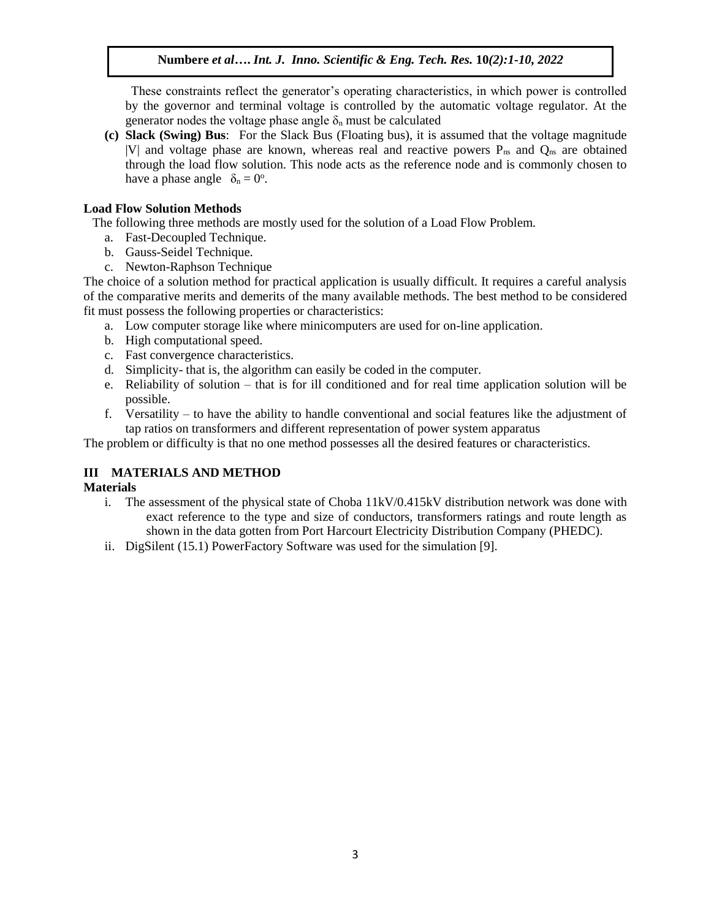These constraints reflect the generator's operating characteristics, in which power is controlled by the governor and terminal voltage is controlled by the automatic voltage regulator. At the generator nodes the voltage phase angle $\delta_n$ must be calculated

**(c) Slack (Swing) Bus**: For the Slack Bus (Floating bus), it is assumed that the voltage magnitude $|V|$ and voltage phase are known, whereas real and reactive powers $P_{ns}$ and $Q_{ns}$ are obtained through the load flow solution. This node acts as the reference node and is commonly chosen to have a phase angle $\delta_n = 0^o$.

**Load Flow Solution Methods**

The following three methods are mostly used for the solution of a Load Flow Problem.

a. Fast-Decoupled Technique.
b. Gauss-Seidel Technique.
c. Newton-Raphson Technique

The choice of a solution method for practical application is usually difficult. It requires a careful analysis of the comparative merits and demerits of the many available methods. The best method to be considered fit must possess the following properties or characteristics:

a. Low computer storage like where minicomputers are used for on-line application.
b. High computational speed.
c. Fast convergence characteristics.
d. Simplicity- that is, the algorithm can easily be coded in the computer.
e. Reliability of solution – that is for ill conditioned and for real time application solution will be possible.
f. Versatility – to have the ability to handle conventional and social features like the adjustment of tap ratios on transformers and different representation of power system apparatus

The problem or difficulty is that no one method possesses all the desired features or characteristics.

## III MATERIALS AND METHOD

**Materials**

i. The assessment of the physical state of Choba 11kV/0.415kV distribution network was done with exact reference to the type and size of conductors, transformers ratings and route length as shown in the data gotten from Port Harcourt Electricity Distribution Company (PHEDC).
ii. DigSilent (15.1) PowerFactory Software was used for the simulation [9].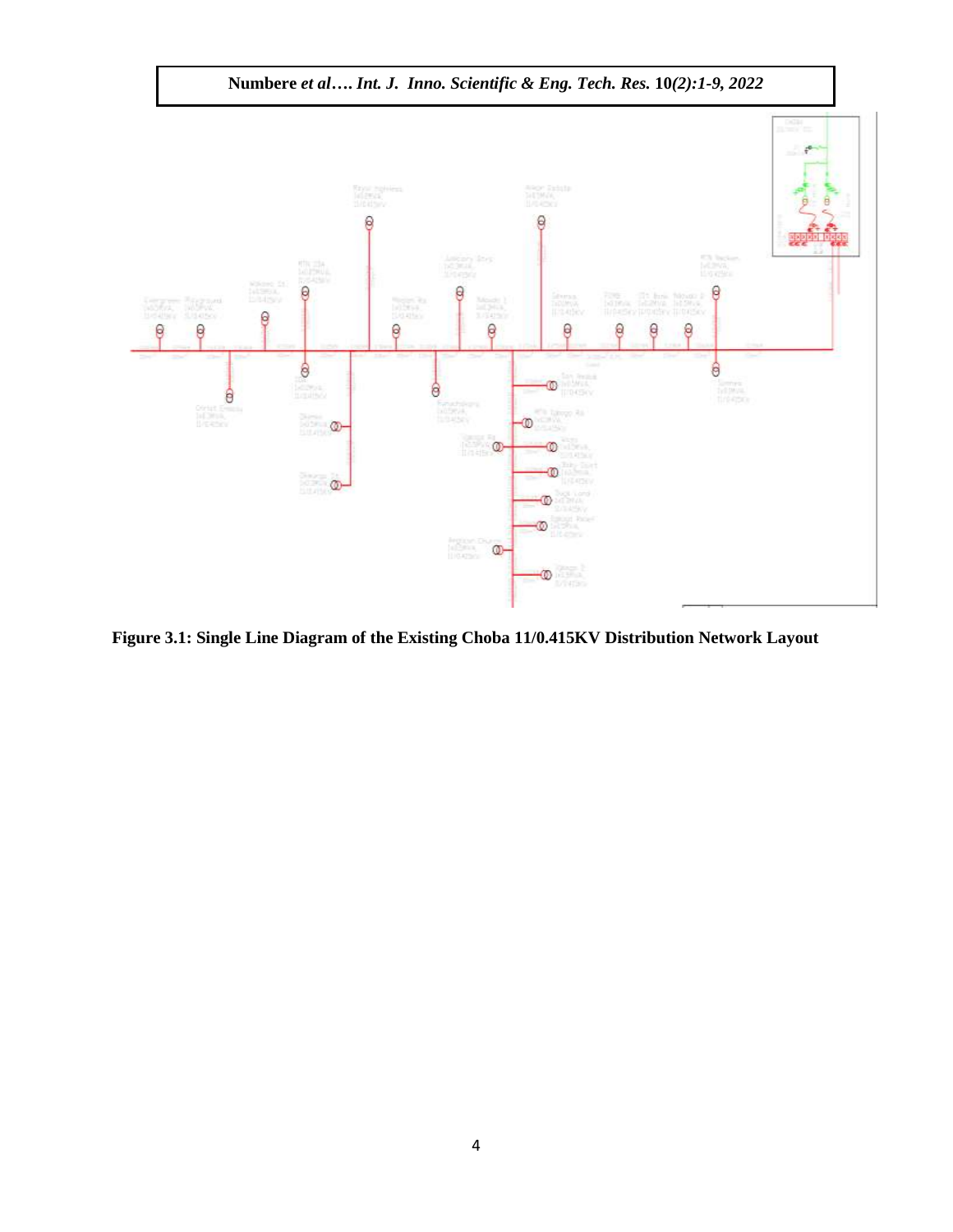**Figure 3.1: Single Line Diagram of the Existing Choba 11/0.415KV Distribution Network Layout**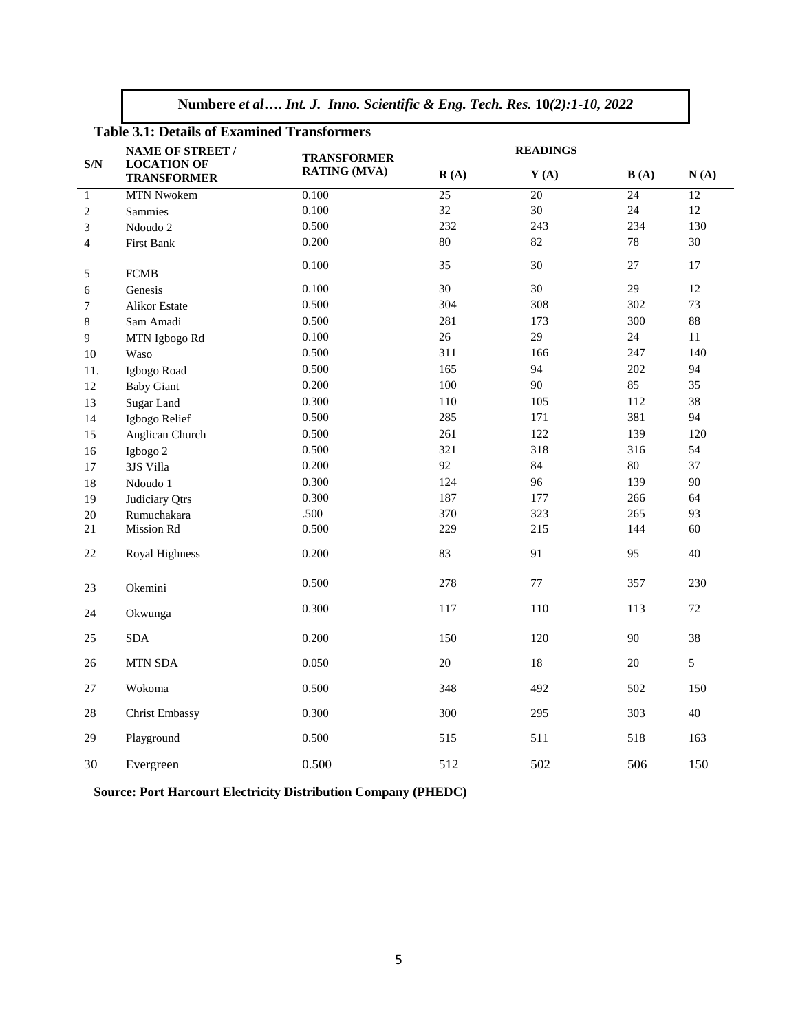**Table 3.1: Details of Examined Transformers**

| S/N | NAME OF STREET / LOCATION OF TRANSFORMER | TRANSFORMER RATING (MVA) | READINGS | | | |
|---|---|---|---|---|---|---|
| | | | R (A) | Y (A) | B (A) | N (A) |
| 1 | MTN Nwokem | 0.100 | 25 | 20 | 24 | 12 |
| 2 | Sammies | 0.100 | 32 | 30 | 24 | 12 |
| 3 | Ndoudo 2 | 0.500 | 232 | 243 | 234 | 130 |
| 4 | First Bank | 0.200 | 80 | 82 | 78 | 30 |
| 5 | FCMB | 0.100 | 35 | 30 | 27 | 17 |
| 6 | Genesis | 0.100 | 30 | 30 | 29 | 12 |
| 7 | Alikor Estate | 0.500 | 304 | 308 | 302 | 73 |
| 8 | Sam Amadi | 0.500 | 281 | 173 | 300 | 88 |
| 9 | MTN Igbogo Rd | 0.100 | 26 | 29 | 24 | 11 |
| 10 | Waso | 0.500 | 311 | 166 | 247 | 140 |
| 11. | Igbogo Road | 0.500 | 165 | 94 | 202 | 94 |
| 12 | Baby Giant | 0.200 | 100 | 90 | 85 | 35 |
| 13 | Sugar Land | 0.300 | 110 | 105 | 112 | 38 |
| 14 | Igbogo Relief | 0.500 | 285 | 171 | 381 | 94 |
| 15 | Anglican Church | 0.500 | 261 | 122 | 139 | 120 |
| 16 | Igbogo 2 | 0.500 | 321 | 318 | 316 | 54 |
| 17 | 3JS Villa | 0.200 | 92 | 84 | 80 | 37 |
| 18 | Ndoudo 1 | 0.300 | 124 | 96 | 139 | 90 |
| 19 | Judiciary Qtrs | 0.300 | 187 | 177 | 266 | 64 |
| 20 | Rumuchakara | .500 | 370 | 323 | 265 | 93 |
| 21 | Mission Rd | 0.500 | 229 | 215 | 144 | 60 |
| 22 | Royal Highness | 0.200 | 83 | 91 | 95 | 40 |
| 23 | Okemini | 0.500 | 278 | 77 | 357 | 230 |
| 24 | Okwunga | 0.300 | 117 | 110 | 113 | 72 |
| 25 | SDA | 0.200 | 150 | 120 | 90 | 38 |
| 26 | MTN SDA | 0.050 | 20 | 18 | 20 | 5 |
| 27 | Wokoma | 0.500 | 348 | 492 | 502 | 150 |
| 28 | Christ Embassy | 0.300 | 300 | 295 | 303 | 40 |
| 29 | Playground | 0.500 | 515 | 511 | 518 | 163 |
| 30 | Evergreen | 0.500 | 512 | 502 | 506 | 150 |

**Source: Port Harcourt Electricity Distribution Company (PHEDC)**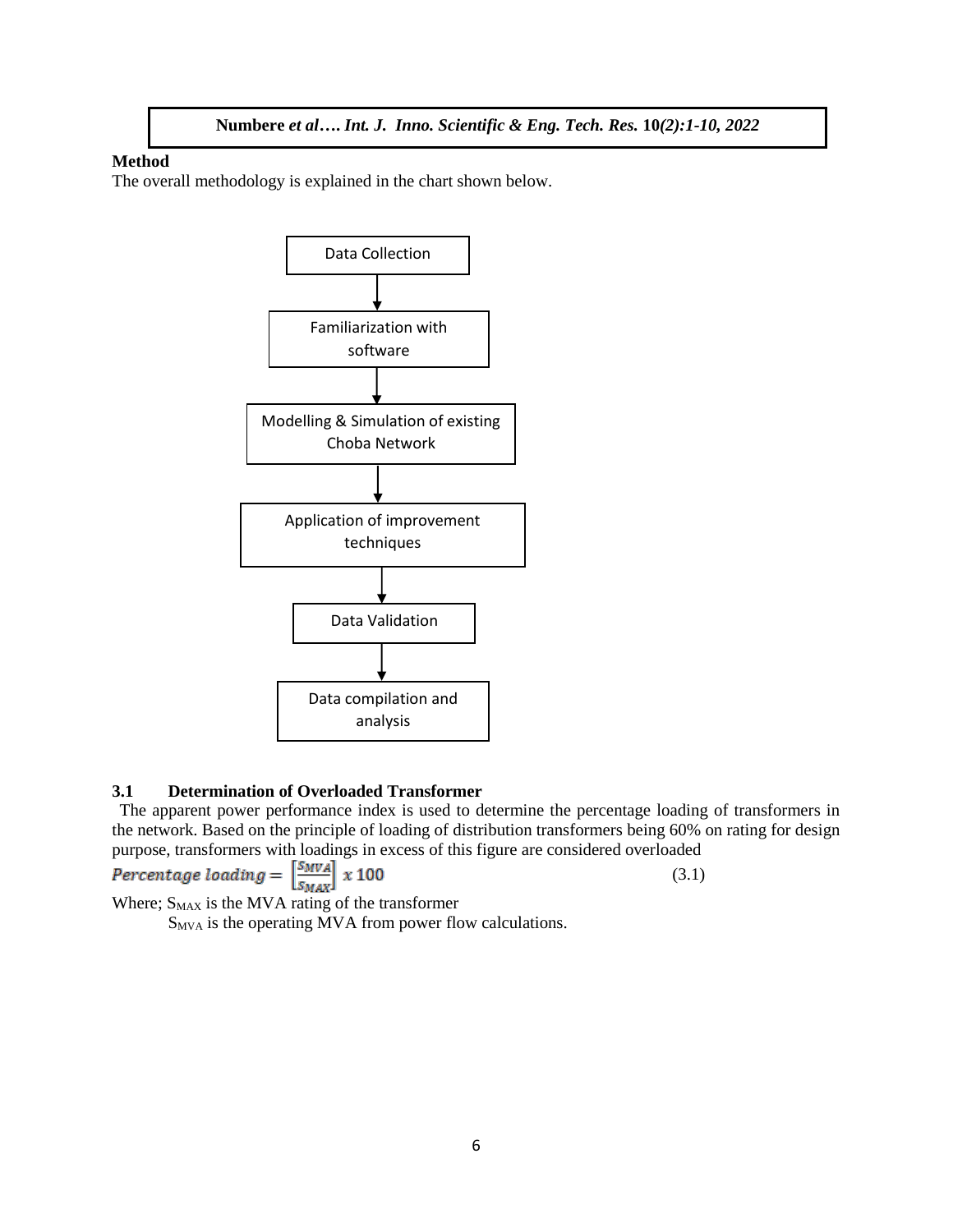**Method**

The overall methodology is explained in the chart shown below.

Data Collection → Familiarization with software → Modelling & Simulation of existing Choba Network → Application of improvement techniques → Data Validation → Data compilation and analysis

### 3.1 Determination of Overloaded Transformer

The apparent power performance index is used to determine the percentage loading of transformers in the network. Based on the principle of loading of distribution transformers being 60% on rating for design purpose, transformers with loadings in excess of this figure are considered overloaded

$$Percentage\ loading = \left[\frac{S_{MVA}}{S_{MAX}}\right] x\ 100 \tag{3.1}$$

Where; $S_{MAX}$ is the MVA rating of the transformer

$S_{MVA}$ is the operating MVA from power flow calculations.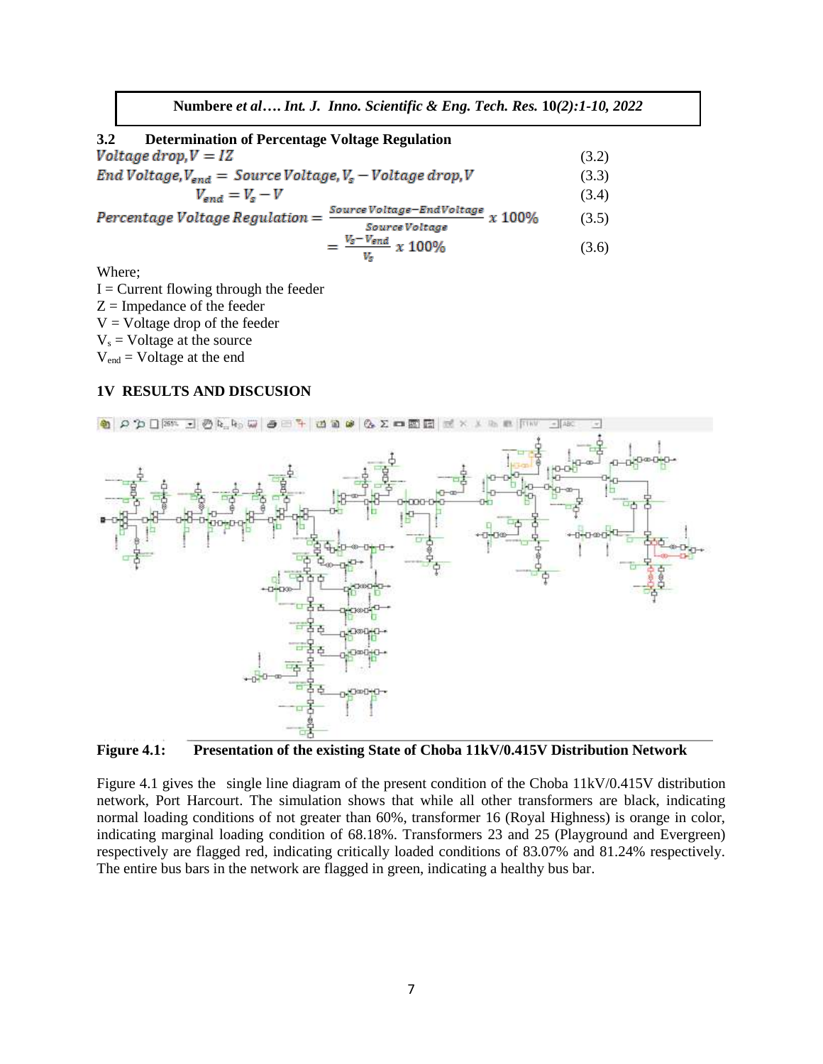## 3.2 Determination of Percentage Voltage Regulation

$$Voltage\ drop, V = IZ \tag{3.2}$$

$$End\ Voltage, V_{end} = Source\ Voltage, V_s - Voltage\ drop, V \tag{3.3}$$

$$V_{end} = V_s - V \tag{3.4}$$

$$Percentage\ Voltage\ Regulation = \frac{Source\ Voltage - End\ Voltage}{Source\ Voltage} \times 100\% \tag{3.5}$$

$$= \frac{V_s - V_{end}}{V_s} \times 100\% \tag{3.6}$$

Where;

I = Current flowing through the feeder
Z = Impedance of the feeder
V = Voltage drop of the feeder
$V_s$ = Voltage at the source
$V_{end}$ = Voltage at the end

## 1V RESULTS AND DISCUSION

**Figure 4.1: Presentation of the existing State of Choba 11kV/0.415V Distribution Network**

Figure 4.1 gives the single line diagram of the present condition of the Choba 11kV/0.415V distribution network, Port Harcourt. The simulation shows that while all other transformers are black, indicating normal loading conditions of not greater than 60%, transformer 16 (Royal Highness) is orange in color, indicating marginal loading condition of 68.18%. Transformers 23 and 25 (Playground and Evergreen) respectively are flagged red, indicating critically loaded conditions of 83.07% and 81.24% respectively. The entire bus bars in the network are flagged in green, indicating a healthy bus bar.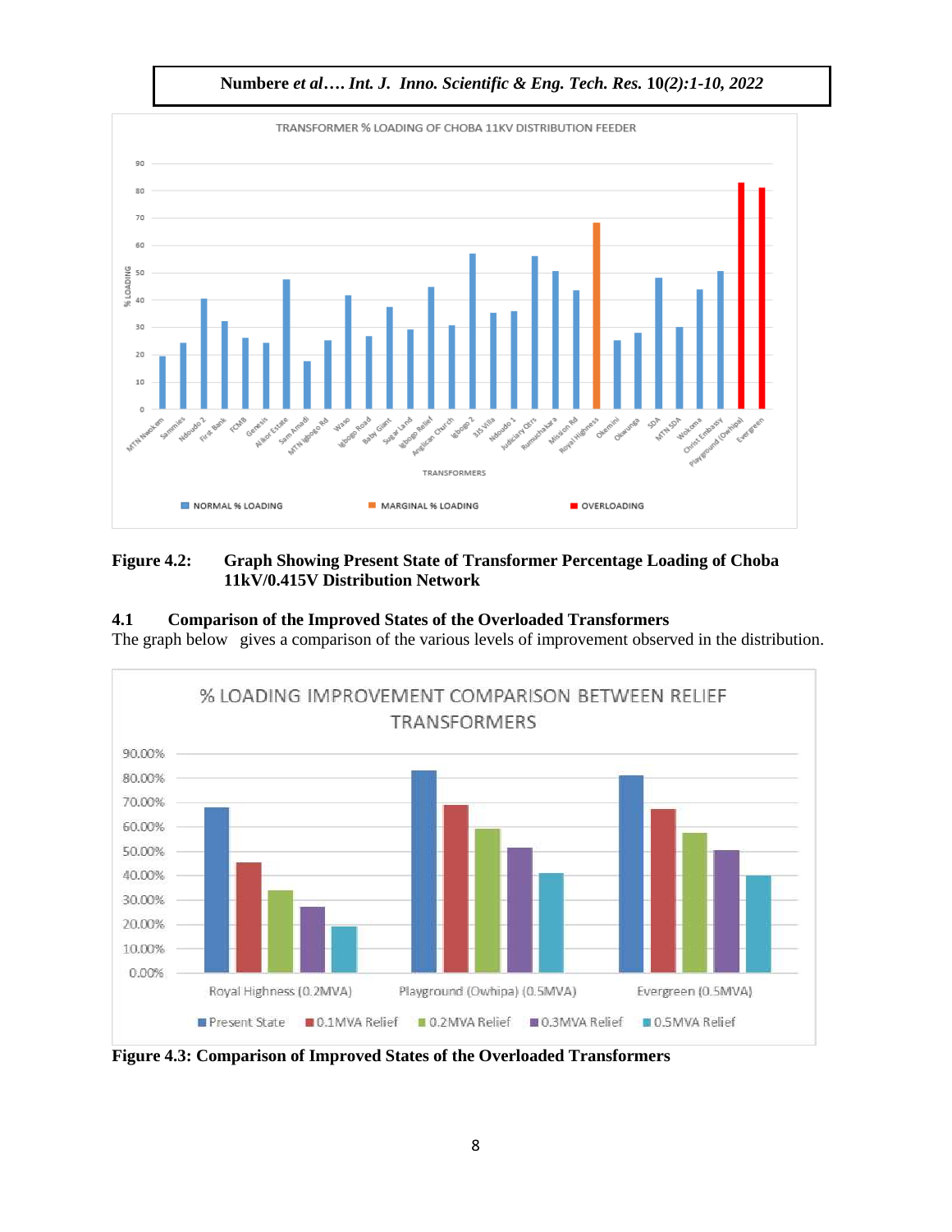**Figure 4.2: Graph Showing Present State of Transformer Percentage Loading of Choba 11kV/0.415V Distribution Network**

## 4.1 Comparison of the Improved States of the Overloaded Transformers

The graph below gives a comparison of the various levels of improvement observed in the distribution.

**Figure 4.3: Comparison of Improved States of the Overloaded Transformers**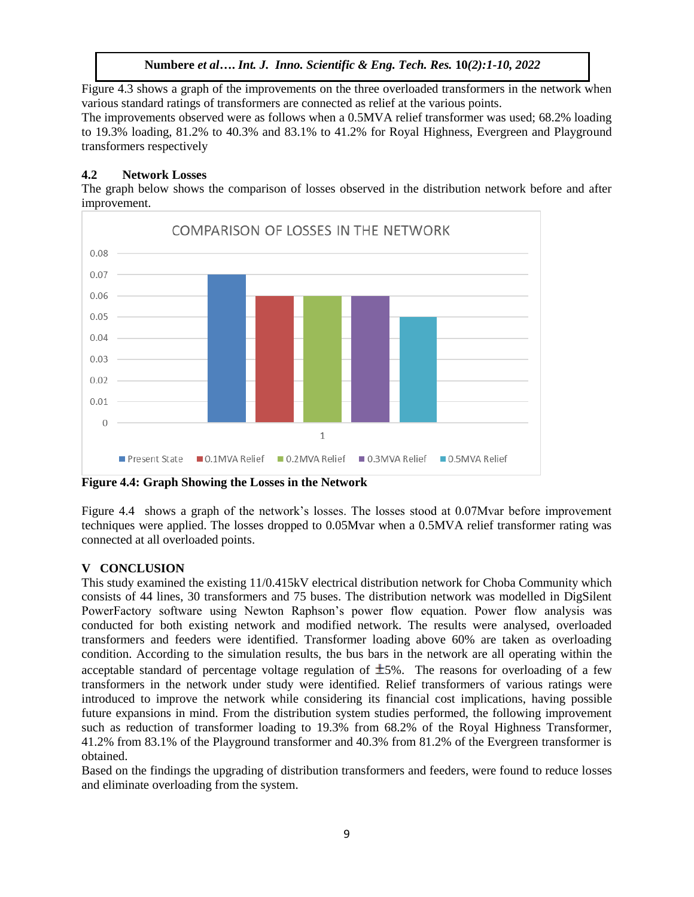Figure 4.3 shows a graph of the improvements on the three overloaded transformers in the network when various standard ratings of transformers are connected as relief at the various points.

The improvements observed were as follows when a 0.5MVA relief transformer was used; 68.2% loading to 19.3% loading, 81.2% to 40.3% and 83.1% to 41.2% for Royal Highness, Evergreen and Playground transformers respectively

## 4.2 Network Losses

The graph below shows the comparison of losses observed in the distribution network before and after improvement.

**Figure 4.4: Graph Showing the Losses in the Network**

Figure 4.4 shows a graph of the network's losses. The losses stood at 0.07Mvar before improvement techniques were applied. The losses dropped to 0.05Mvar when a 0.5MVA relief transformer rating was connected at all overloaded points.

## V CONCLUSION

This study examined the existing 11/0.415kV electrical distribution network for Choba Community which consists of 44 lines, 30 transformers and 75 buses. The distribution network was modelled in DigSilent PowerFactory software using Newton Raphson's power flow equation. Power flow analysis was conducted for both existing network and modified network. The results were analysed, overloaded transformers and feeders were identified. Transformer loading above 60% are taken as overloading condition. According to the simulation results, the bus bars in the network are all operating within the acceptable standard of percentage voltage regulation of ±5%. The reasons for overloading of a few transformers in the network under study were identified. Relief transformers of various ratings were introduced to improve the network while considering its financial cost implications, having possible future expansions in mind. From the distribution system studies performed, the following improvement such as reduction of transformer loading to 19.3% from 68.2% of the Royal Highness Transformer, 41.2% from 83.1% of the Playground transformer and 40.3% from 81.2% of the Evergreen transformer is obtained.

Based on the findings the upgrading of distribution transformers and feeders, were found to reduce losses and eliminate overloading from the system.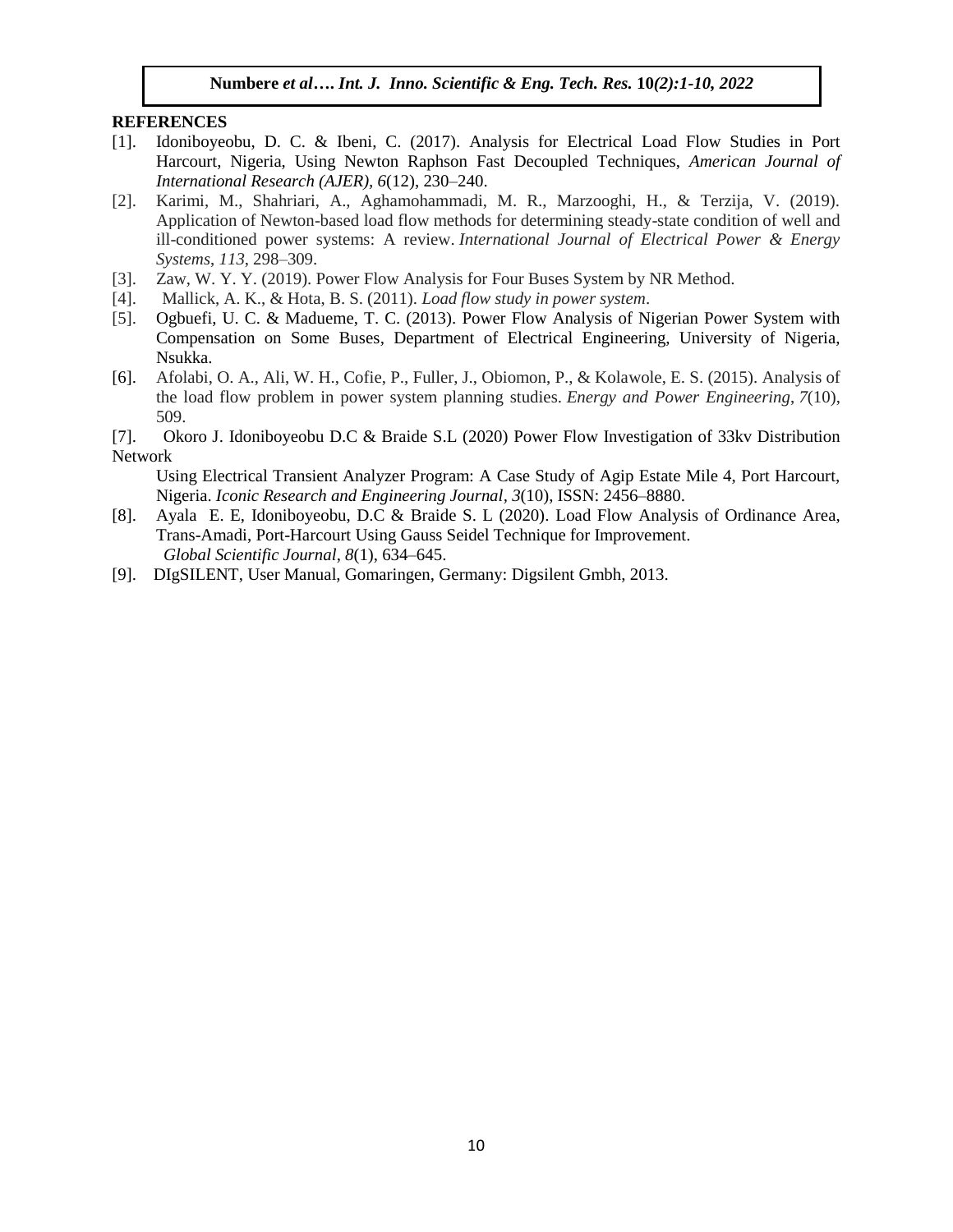**REFERENCES**

[1]. Idoniboyeobu, D. C. & Ibeni, C. (2017). Analysis for Electrical Load Flow Studies in Port Harcourt, Nigeria, Using Newton Raphson Fast Decoupled Techniques, *American Journal of International Research (AJER), 6*(12), 230–240.

[2]. Karimi, M., Shahriari, A., Aghamohammadi, M. R., Marzooghi, H., & Terzija, V. (2019). Application of Newton-based load flow methods for determining steady-state condition of well and ill-conditioned power systems: A review. *International Journal of Electrical Power & Energy Systems*, *113*, 298–309.

[3]. Zaw, W. Y. Y. (2019). Power Flow Analysis for Four Buses System by NR Method.

[4]. Mallick, A. K., & Hota, B. S. (2011). *Load flow study in power system*.

[5]. Ogbuefi, U. C. & Madueme, T. C. (2013). Power Flow Analysis of Nigerian Power System with Compensation on Some Buses, Department of Electrical Engineering, University of Nigeria, Nsukka.

[6]. Afolabi, O. A., Ali, W. H., Cofie, P., Fuller, J., Obiomon, P., & Kolawole, E. S. (2015). Analysis of the load flow problem in power system planning studies. *Energy and Power Engineering*, *7*(10), 509.

[7]. Okoro J. Idoniboyeobu D.C & Braide S.L (2020) Power Flow Investigation of 33kv Distribution Network Using Electrical Transient Analyzer Program: A Case Study of Agip Estate Mile 4, Port Harcourt, Nigeria. *Iconic Research and Engineering Journal*, *3*(10), ISSN: 2456–8880.

[8]. Ayala E. E, Idoniboyeobu, D.C & Braide S. L (2020). Load Flow Analysis of Ordinance Area, Trans-Amadi, Port-Harcourt Using Gauss Seidel Technique for Improvement. *Global Scientific Journal*, *8*(1), 634–645.

[9]. DIgSILENT, User Manual, Gomaringen, Germany: Digsilent Gmbh, 2013.